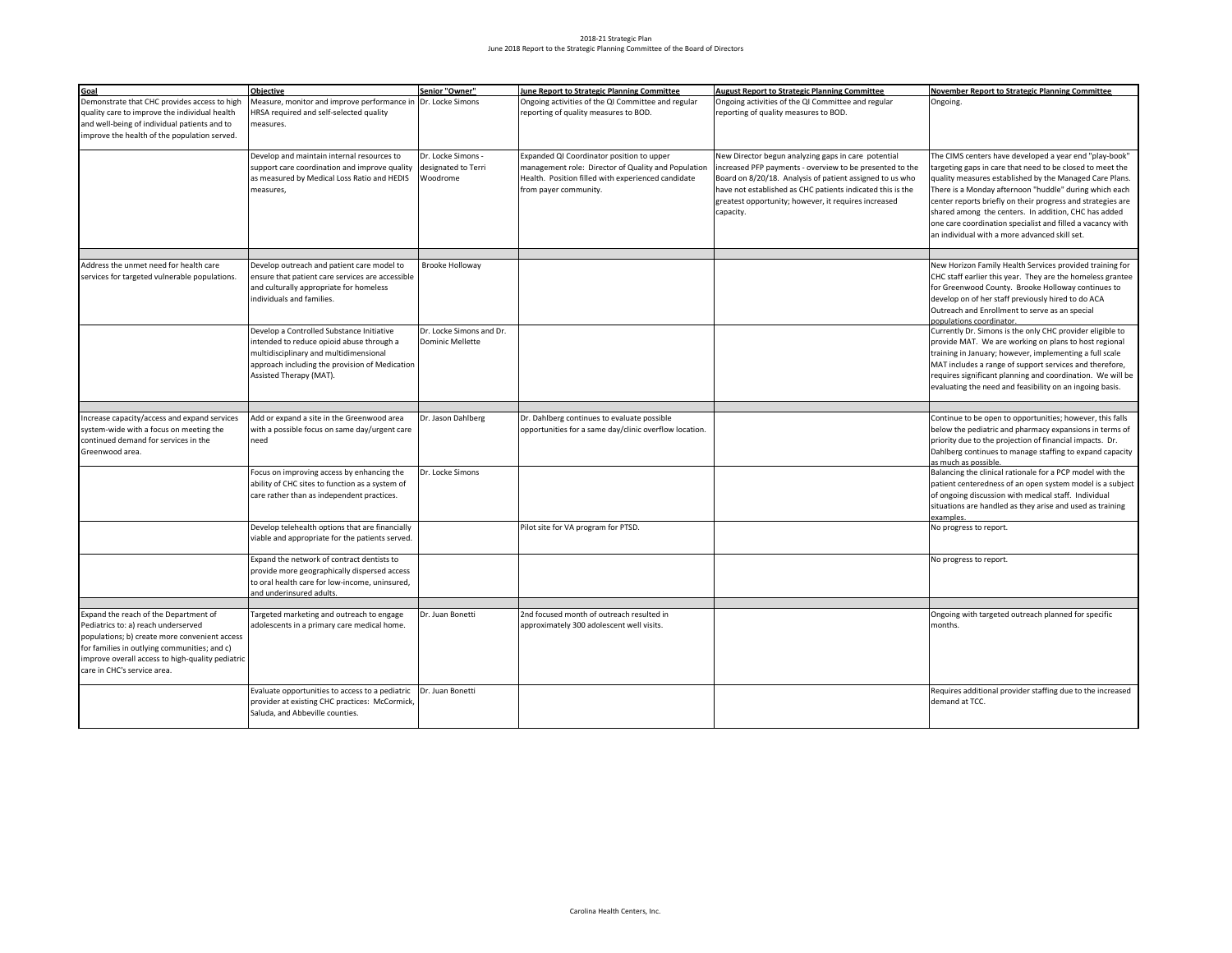2018-21 Strategic Plan
June 2018 Report to the Strategic Planning Committee of the Board of Directors

| Goal | Objective | Senior "Owner" | June Report to Strategic Planning Committee | August Report to Strategic Planning Committee | November Report to Strategic Planning Committee |
|---|---|---|---|---|---|
| Demonstrate that CHC provides access to high quality care to improve the individual health and well-being of individual patients and to improve the health of the population served. | Measure, monitor and improve performance in HRSA required and self-selected quality measures. | Dr. Locke Simons | Ongoing activities of the QI Committee and regular reporting of quality measures to BOD. | Ongoing activities of the QI Committee and regular reporting of quality measures to BOD. | Ongoing. |
| | Develop and maintain internal resources to support care coordination and improve quality as measured by Medical Loss Ratio and HEDIS measures, | Dr. Locke Simons - designated to Terri Woodrome | Expanded QI Coordinator position to upper management role: Director of Quality and Population Health. Position filled with experienced candidate from payer community. | New Director begun analyzing gaps in care potential increased PFP payments - overview to be presented to the Board on 8/20/18. Analysis of patient assigned to us who have not established as CHC patients indicated this is the greatest opportunity; however, it requires increased capacity. | The CIMS centers have developed a year end "play-book" targeting gaps in care that need to be closed to meet the quality measures established by the Managed Care Plans. There is a Monday afternoon "huddle" during which each center reports briefly on their progress and strategies are shared among the centers. In addition, CHC has added one care coordination specialist and filled a vacancy with an individual with a more advanced skill set. |
| | | | | | |
| Address the unmet need for health care services for targeted vulnerable populations. | Develop outreach and patient care model to ensure that patient care services are accessible and culturally appropriate for homeless individuals and families. | Brooke Holloway | | | New Horizon Family Health Services provided training for CHC staff earlier this year. They are the homeless grantee for Greenwood County. Brooke Holloway continues to develop on of her staff previously hired to do ACA Outreach and Enrollment to serve as an special populations coordinator. |
| | Develop a Controlled Substance Initiative intended to reduce opioid abuse through a multidisciplinary and multidimensional approach including the provision of Medication Assisted Therapy (MAT). | Dr. Locke Simons and Dr. Dominic Mellette | | | Currently Dr. Simons is the only CHC provider eligible to provide MAT. We are working on plans to host regional training in January; however, implementing a full scale MAT includes a range of support services and therefore, requires significant planning and coordination. We will be evaluating the need and feasibility on an ingoing basis. |
| | | | | | |
| Increase capacity/access and expand services system-wide with a focus on meeting the continued demand for services in the Greenwood area. | Add or expand a site in the Greenwood area with a possible focus on same day/urgent care need | Dr. Jason Dahlberg | Dr. Dahlberg continues to evaluate possible opportunities for a same day/clinic overflow location. | | Continue to be open to opportunities; however, this falls below the pediatric and pharmacy expansions in terms of priority due to the projection of financial impacts. Dr. Dahlberg continues to manage staffing to expand capacity as much as possible. |
| | Focus on improving access by enhancing the ability of CHC sites to function as a system of care rather than as independent practices. | Dr. Locke Simons | | | Balancing the clinical rationale for a PCP model with the patient centeredness of an open system model is a subject of ongoing discussion with medical staff. Individual situations are handled as they arise and used as training examples. |
| | Develop telehealth options that are financially viable and appropriate for the patients served. | | Pilot site for VA program for PTSD. | | No progress to report. |
| | Expand the network of contract dentists to provide more geographically dispersed access to oral health care for low-income, uninsured, and underinsured adults. | | | | No progress to report. |
| | | | | | |
| Expand the reach of the Department of Pediatrics to: a) reach underserved populations; b) create more convenient access for families in outlying communities; and c) improve overall access to high-quality pediatric care in CHC's service area. | Targeted marketing and outreach to engage adolescents in a primary care medical home. | Dr. Juan Bonetti | 2nd focused month of outreach resulted in approximately 300 adolescent well visits. | | Ongoing with targeted outreach planned for specific months. |
| | Evaluate opportunities to access to a pediatric provider at existing CHC practices: McCormick, Saluda, and Abbeville counties. | Dr. Juan Bonetti | | | Requires additional provider staffing due to the increased demand at TCC. |

Carolina Health Centers, Inc.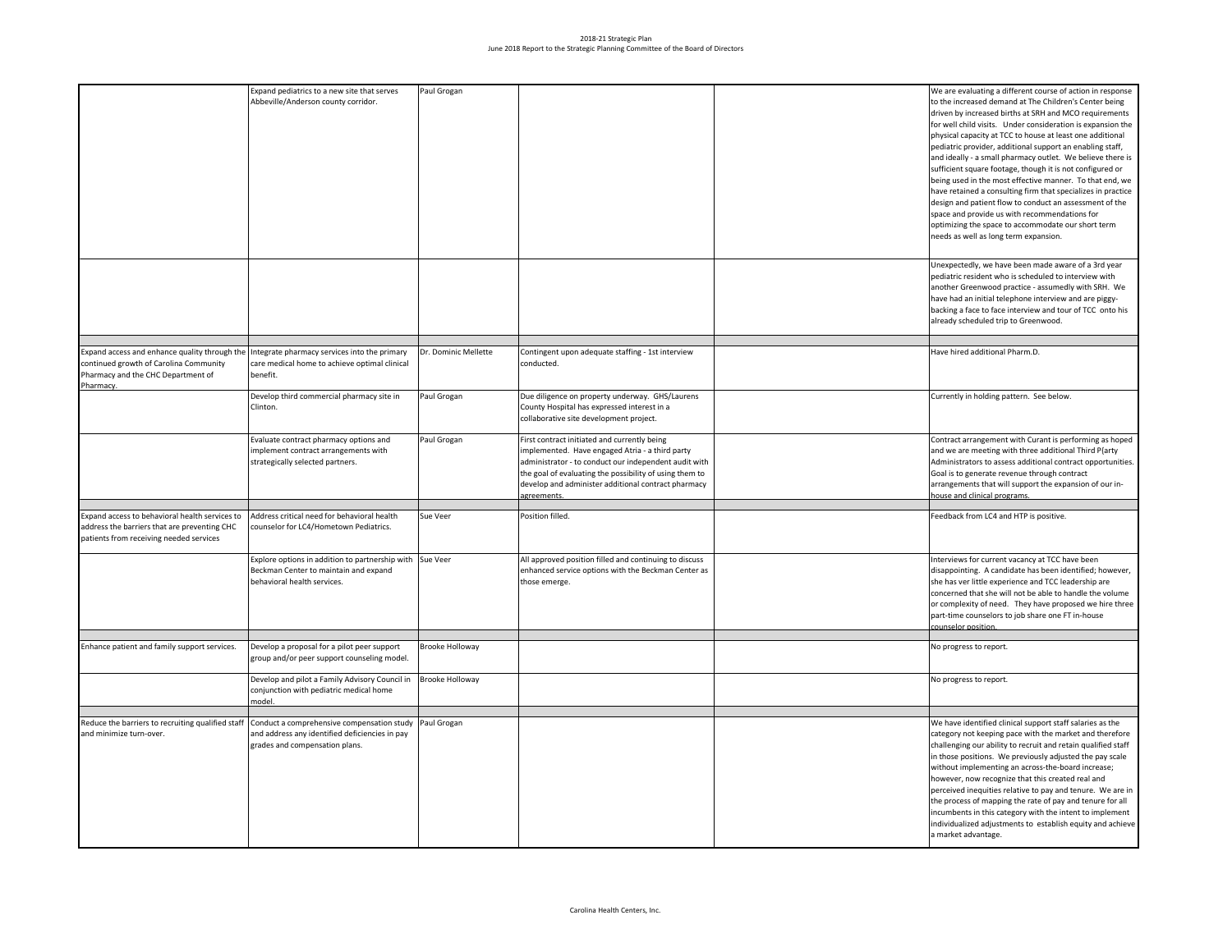| | | | | | |
|---|---|---|---|---|---|
| | Expand pediatrics to a new site that serves Abbeville/Anderson county corridor. | Paul Grogan | | | We are evaluating a different course of action in response to the increased demand at The Children's Center being driven by increased births at SRH and MCO requirements for well child visits. Under consideration is expansion the physical capacity at TCC to house at least one additional pediatric provider, additional support an enabling staff, and ideally - a small pharmacy outlet. We believe there is sufficient square footage, though it is not configured or being used in the most effective manner. To that end, we have retained a consulting firm that specializes in practice design and patient flow to conduct an assessment of the space and provide us with recommendations for optimizing the space to accommodate our short term needs as well as long term expansion. |
| | | | | | Unexpectedly, we have been made aware of a 3rd year pediatric resident who is scheduled to interview with another Greenwood practice - assumedly with SRH. We have had an initial telephone interview and are piggy-backing a face to face interview and tour of TCC onto his already scheduled trip to Greenwood. |
| | | | | | |
| Expand access and enhance quality through the continued growth of Carolina Community Pharmacy and the CHC Department of Pharmacy. | Integrate pharmacy services into the primary care medical home to achieve optimal clinical benefit. | Dr. Dominic Mellette | Contingent upon adequate staffing - 1st interview conducted. | | Have hired additional Pharm.D. |
| | Develop third commercial pharmacy site in Clinton. | Paul Grogan | Due diligence on property underway. GHS/Laurens County Hospital has expressed interest in a collaborative site development project. | | Currently in holding pattern. See below. |
| | Evaluate contract pharmacy options and implement contract arrangements with strategically selected partners. | Paul Grogan | First contract initiated and currently being implemented. Have engaged Atria - a third party administrator - to conduct our independent audit with the goal of evaluating the possibility of using them to develop and administer additional contract pharmacy agreements. | | Contract arrangement with Curant is performing as hoped and we are meeting with three additional Third P[arty Administrators to assess additional contract opportunities. Goal is to generate revenue through contract arrangements that will support the expansion of our in-house and clinical programs. |
| | | | | | |
| Expand access to behavioral health services to address the barriers that are preventing CHC patients from receiving needed services | Address critical need for behavioral health counselor for LC4/Hometown Pediatrics. | Sue Veer | Position filled. | | Feedback from LC4 and HTP is positive. |
| | Explore options in addition to partnership with Beckman Center to maintain and expand behavioral health services. | Sue Veer | All approved position filled and continuing to discuss enhanced service options with the Beckman Center as those emerge. | | Interviews for current vacancy at TCC have been disappointing. A candidate has been identified; however, she has ver little experience and TCC leadership are concerned that she will not be able to handle the volume or complexity of need. They have proposed we hire three part-time counselors to job share one FT in-house counselor position. |
| | | | | | |
| Enhance patient and family support services. | Develop a proposal for a pilot peer support group and/or peer support counseling model. | Brooke Holloway | | | No progress to report. |
| | Develop and pilot a Family Advisory Council in conjunction with pediatric medical home model. | Brooke Holloway | | | No progress to report. |
| | | | | | |
| Reduce the barriers to recruiting qualified staff and minimize turn-over. | Conduct a comprehensive compensation study and address any identified deficiencies in pay grades and compensation plans. | Paul Grogan | | | We have identified clinical support staff salaries as the category not keeping pace with the market and therefore challenging our ability to recruit and retain qualified staff in those positions. We previously adjusted the pay scale without implementing an across-the-board increase; however, now recognize that this created real and perceived inequities relative to pay and tenure. We are in the process of mapping the rate of pay and tenure for all incumbents in this category with the intent to implement individualized adjustments to establish equity and achieve a market advantage. |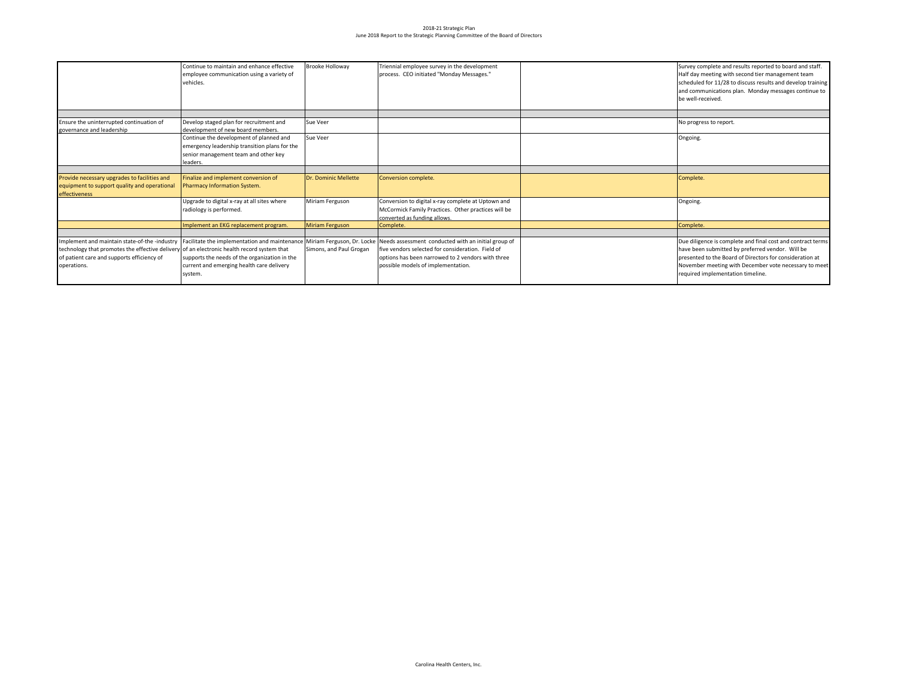| | | | | | |
|---|---|---|---|---|---|
| | Continue to maintain and enhance effective employee communication using a variety of vehicles. | Brooke Holloway | Triennial employee survey in the development process. CEO initiated "Monday Messages." | | Survey complete and results reported to board and staff. Half day meeting with second tier management team scheduled for 11/28 to discuss results and develop training and communications plan. Monday messages continue to be well-received. |
| | | | | | |
| Ensure the uninterrupted continuation of governance and leadership | Develop staged plan for recruitment and development of new board members. | Sue Veer | | | No progress to report. |
| | Continue the development of planned and emergency leadership transition plans for the senior management team and other key leaders. | Sue Veer | | | Ongoing. |
| | | | | | |
| Provide necessary upgrades to facilities and equipment to support quality and operational effectiveness | Finalize and implement conversion of Pharmacy Information System. | Dr. Dominic Mellette | Conversion complete. | | Complete. |
| | Upgrade to digital x-ray at all sites where radiology is performed. | Miriam Ferguson | Conversion to digital x-ray complete at Uptown and McCormick Family Practices. Other practices will be converted as funding allows. | | Ongoing. |
| | Implement an EKG replacement program. | Miriam Ferguson | Complete. | | Complete. |
| | | | | | |
| Implement and maintain state-of-the -industry technology that promotes the effective delivery of patient care and supports efficiency of operations. | Facilitate the implementation and maintenance of an electronic health record system that supports the needs of the organization in the current and emerging health care delivery system. | Miriam Ferguson, Dr. Locke Simons, and Paul Grogan | Needs assessment conducted with an initial group of five vendors selected for consideration. Field of options has been narrowed to 2 vendors with three possible models of implementation. | | Due diligence is complete and final cost and contract terms have been submitted by preferred vendor. Will be presented to the Board of Directors for consideration at November meeting with December vote necessary to meet required implementation timeline. |